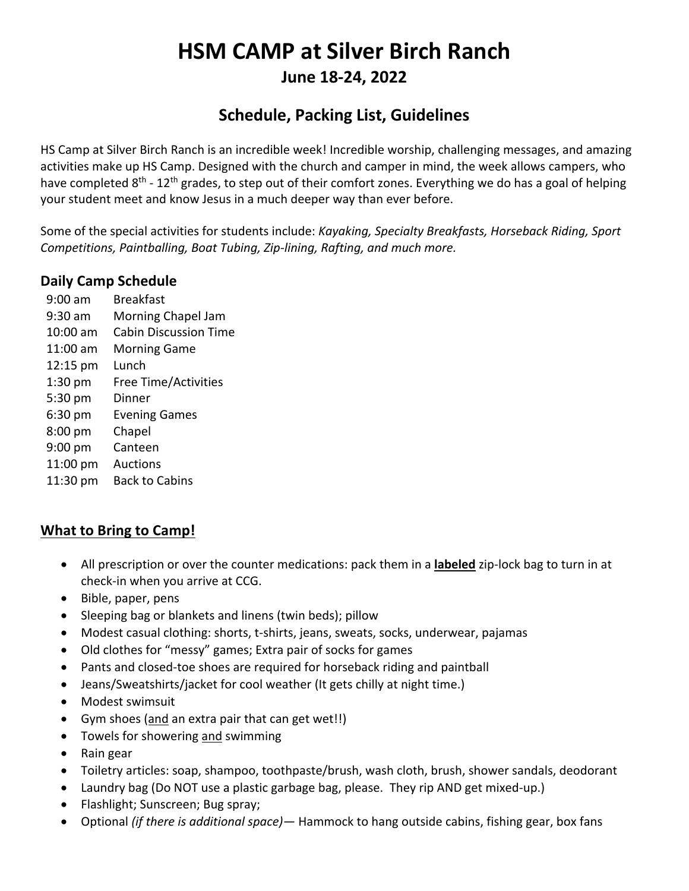# HSM CAMP at Silver Birch Ranch

## June 18-24, 2022

## Schedule, Packing List, Guidelines

HS Camp at Silver Birch Ranch is an incredible week! Incredible worship, challenging messages, and amazing activities make up HS Camp. Designed with the church and camper in mind, the week allows campers, who have completed 8th - 12th grades, to step out of their comfort zones. Everything we do has a goal of helping your student meet and know Jesus in a much deeper way than ever before.

Some of the special activities for students include: *Kayaking, Specialty Breakfasts, Horseback Riding, Sport Competitions, Paintballing, Boat Tubing, Zip-lining, Rafting, and much more.*

### Daily Camp Schedule

| | |
|---|---|
| 9:00 am | Breakfast |
| 9:30 am | Morning Chapel Jam |
| 10:00 am | Cabin Discussion Time |
| 11:00 am | Morning Game |
| 12:15 pm | Lunch |
| 1:30 pm | Free Time/Activities |
| 5:30 pm | Dinner |
| 6:30 pm | Evening Games |
| 8:00 pm | Chapel |
| 9:00 pm | Canteen |
| 11:00 pm | Auctions |
| 11:30 pm | Back to Cabins |

### What to Bring to Camp!

- All prescription or over the counter medications: pack them in a **labeled** zip-lock bag to turn in at check-in when you arrive at CCG.
- Bible, paper, pens
- Sleeping bag or blankets and linens (twin beds); pillow
- Modest casual clothing: shorts, t-shirts, jeans, sweats, socks, underwear, pajamas
- Old clothes for "messy" games; Extra pair of socks for games
- Pants and closed-toe shoes are required for horseback riding and paintball
- Jeans/Sweatshirts/jacket for cool weather (It gets chilly at night time.)
- Modest swimsuit
- Gym shoes (and an extra pair that can get wet!!)
- Towels for showering and swimming
- Rain gear
- Toiletry articles: soap, shampoo, toothpaste/brush, wash cloth, brush, shower sandals, deodorant
- Laundry bag (Do NOT use a plastic garbage bag, please. They rip AND get mixed-up.)
- Flashlight; Sunscreen; Bug spray;
- Optional *(if there is additional space)*— Hammock to hang outside cabins, fishing gear, box fans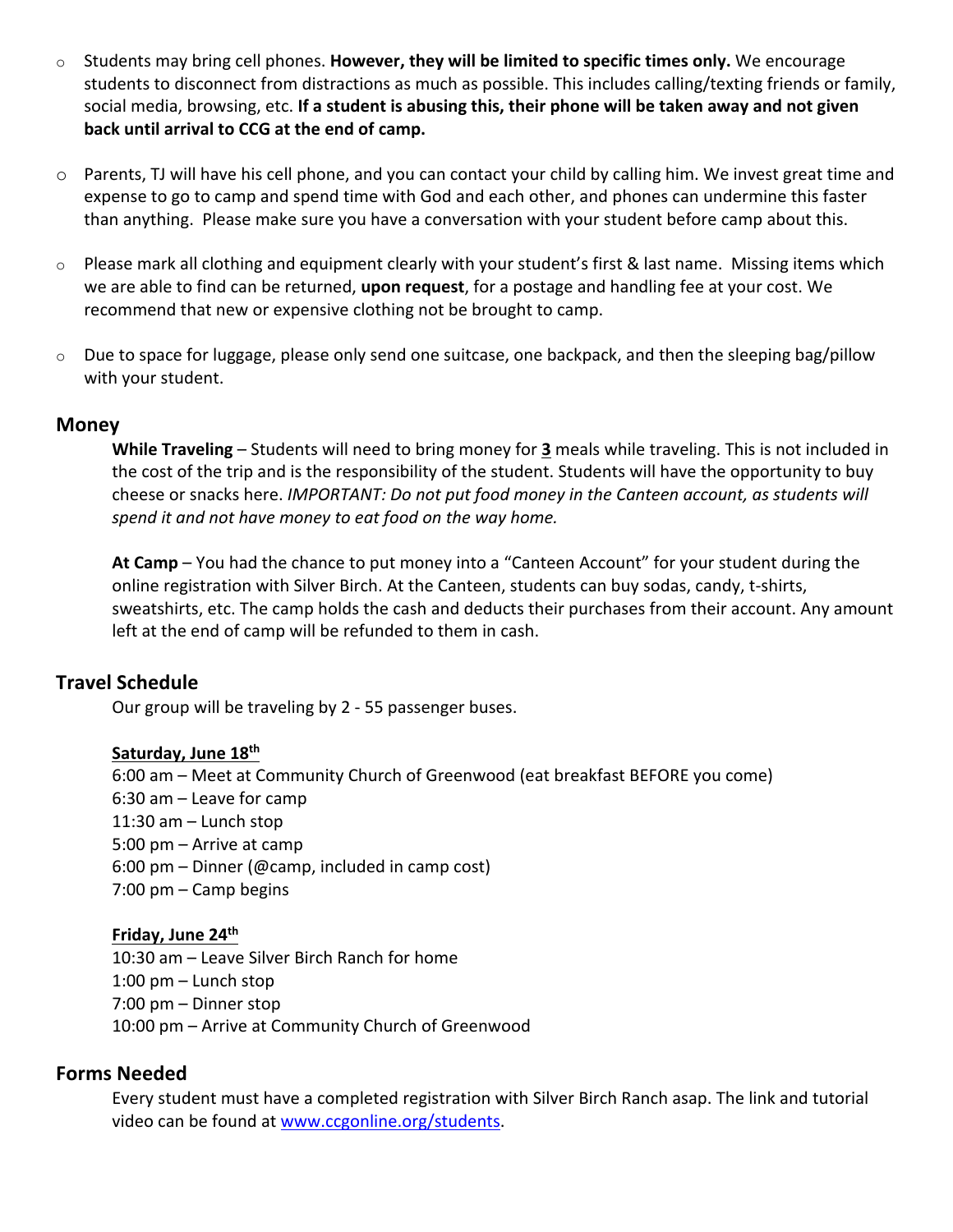- Students may bring cell phones. **However, they will be limited to specific times only.** We encourage students to disconnect from distractions as much as possible. This includes calling/texting friends or family, social media, browsing, etc. **If a student is abusing this, their phone will be taken away and not given back until arrival to CCG at the end of camp.**

- Parents, TJ will have his cell phone, and you can contact your child by calling him. We invest great time and expense to go to camp and spend time with God and each other, and phones can undermine this faster than anything. Please make sure you have a conversation with your student before camp about this.

- Please mark all clothing and equipment clearly with your student's first & last name. Missing items which we are able to find can be returned, **upon request**, for a postage and handling fee at your cost. We recommend that new or expensive clothing not be brought to camp.

- Due to space for luggage, please only send one suitcase, one backpack, and then the sleeping bag/pillow with your student.

## Money

**While Traveling** – Students will need to bring money for **3** meals while traveling. This is not included in the cost of the trip and is the responsibility of the student. Students will have the opportunity to buy cheese or snacks here. *IMPORTANT: Do not put food money in the Canteen account, as students will spend it and not have money to eat food on the way home.*

**At Camp** – You had the chance to put money into a "Canteen Account" for your student during the online registration with Silver Birch. At the Canteen, students can buy sodas, candy, t-shirts, sweatshirts, etc. The camp holds the cash and deducts their purchases from their account. Any amount left at the end of camp will be refunded to them in cash.

## Travel Schedule

Our group will be traveling by 2 - 55 passenger buses.

**Saturday, June 18th**

6:00 am – Meet at Community Church of Greenwood (eat breakfast BEFORE you come)
6:30 am – Leave for camp
11:30 am – Lunch stop
5:00 pm – Arrive at camp
6:00 pm – Dinner (@camp, included in camp cost)
7:00 pm – Camp begins

**Friday, June 24th**

10:30 am – Leave Silver Birch Ranch for home
1:00 pm – Lunch stop
7:00 pm – Dinner stop
10:00 pm – Arrive at Community Church of Greenwood

## Forms Needed

Every student must have a completed registration with Silver Birch Ranch asap. The link and tutorial video can be found at www.ccgonline.org/students.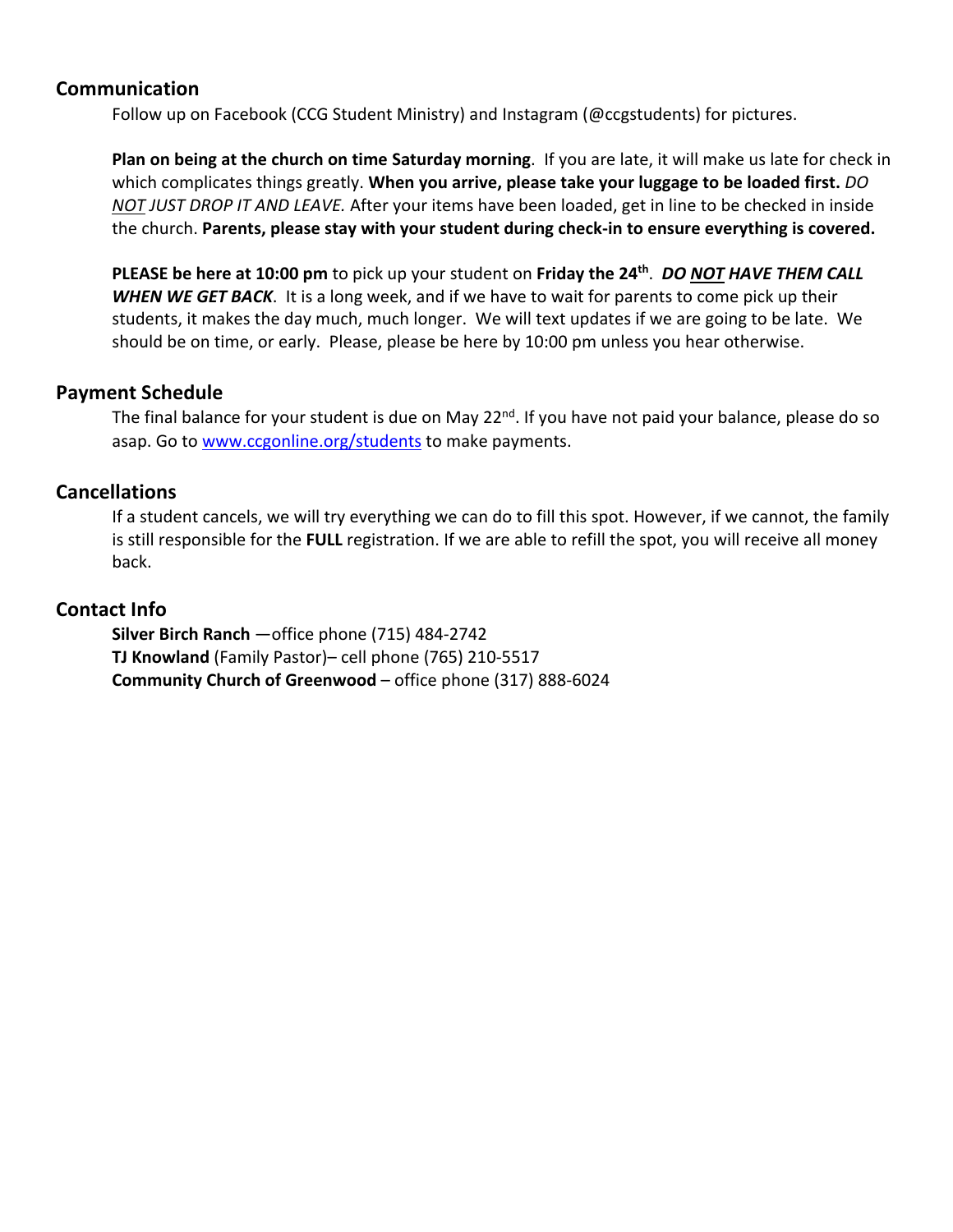## Communication

Follow up on Facebook (CCG Student Ministry) and Instagram (@ccgstudents) for pictures.

**Plan on being at the church on time Saturday morning**. If you are late, it will make us late for check in which complicates things greatly. **When you arrive, please take your luggage to be loaded first.** *DO NOT JUST DROP IT AND LEAVE.* After your items have been loaded, get in line to be checked in inside the church. **Parents, please stay with your student during check-in to ensure everything is covered.**

**PLEASE be here at 10:00 pm** to pick up your student on **Friday the 24th**. ***DO NOT HAVE THEM CALL WHEN WE GET BACK***. It is a long week, and if we have to wait for parents to come pick up their students, it makes the day much, much longer. We will text updates if we are going to be late. We should be on time, or early. Please, please be here by 10:00 pm unless you hear otherwise.

## Payment Schedule

The final balance for your student is due on May 22nd. If you have not paid your balance, please do so asap. Go to [www.ccgonline.org/students](http://www.ccgonline.org/students) to make payments.

## Cancellations

If a student cancels, we will try everything we can do to fill this spot. However, if we cannot, the family is still responsible for the **FULL** registration. If we are able to refill the spot, you will receive all money back.

## Contact Info

**Silver Birch Ranch** —office phone (715) 484-2742
**TJ Knowland** (Family Pastor)– cell phone (765) 210-5517
**Community Church of Greenwood** – office phone (317) 888-6024